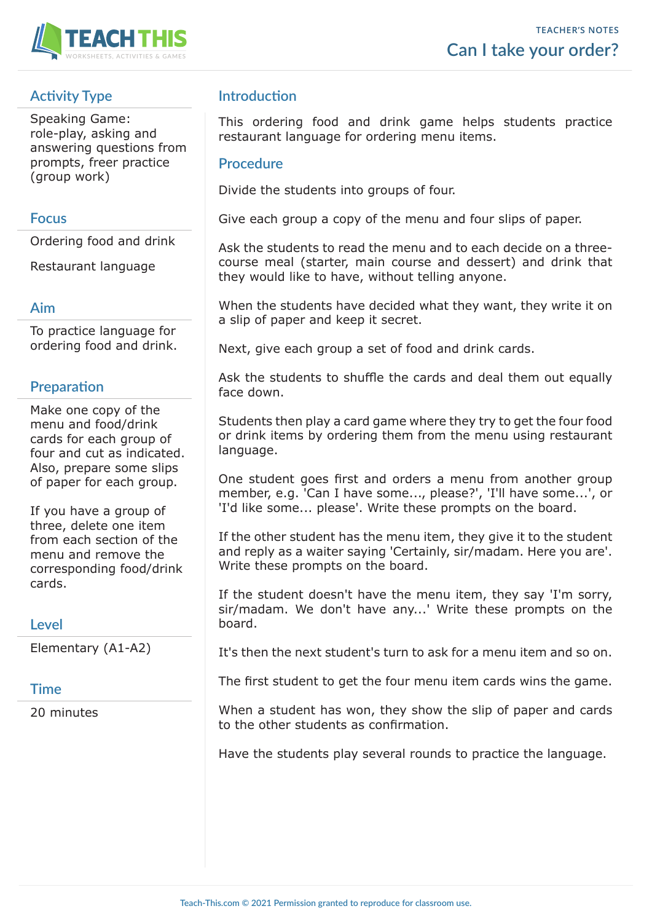TEACHER'S NOTES

# Can I take your order?

## Activity Type

Speaking Game: role-play, asking and answering questions from prompts, freer practice (group work)

## Focus

Ordering food and drink

Restaurant language

## Aim

To practice language for ordering food and drink.

## Preparation

Make one copy of the menu and food/drink cards for each group of four and cut as indicated. Also, prepare some slips of paper for each group.

If you have a group of three, delete one item from each section of the menu and remove the corresponding food/drink cards.

## Level

Elementary (A1-A2)

## Time

20 minutes

## Introduction

This ordering food and drink game helps students practice restaurant language for ordering menu items.

## Procedure

Divide the students into groups of four.

Give each group a copy of the menu and four slips of paper.

Ask the students to read the menu and to each decide on a three-course meal (starter, main course and dessert) and drink that they would like to have, without telling anyone.

When the students have decided what they want, they write it on a slip of paper and keep it secret.

Next, give each group a set of food and drink cards.

Ask the students to shuffle the cards and deal them out equally face down.

Students then play a card game where they try to get the four food or drink items by ordering them from the menu using restaurant language.

One student goes first and orders a menu from another group member, e.g. 'Can I have some..., please?', 'I'll have some...', or 'I'd like some... please'. Write these prompts on the board.

If the other student has the menu item, they give it to the student and reply as a waiter saying 'Certainly, sir/madam. Here you are'. Write these prompts on the board.

If the student doesn't have the menu item, they say 'I'm sorry, sir/madam. We don't have any...' Write these prompts on the board.

It's then the next student's turn to ask for a menu item and so on.

The first student to get the four menu item cards wins the game.

When a student has won, they show the slip of paper and cards to the other students as confirmation.

Have the students play several rounds to practice the language.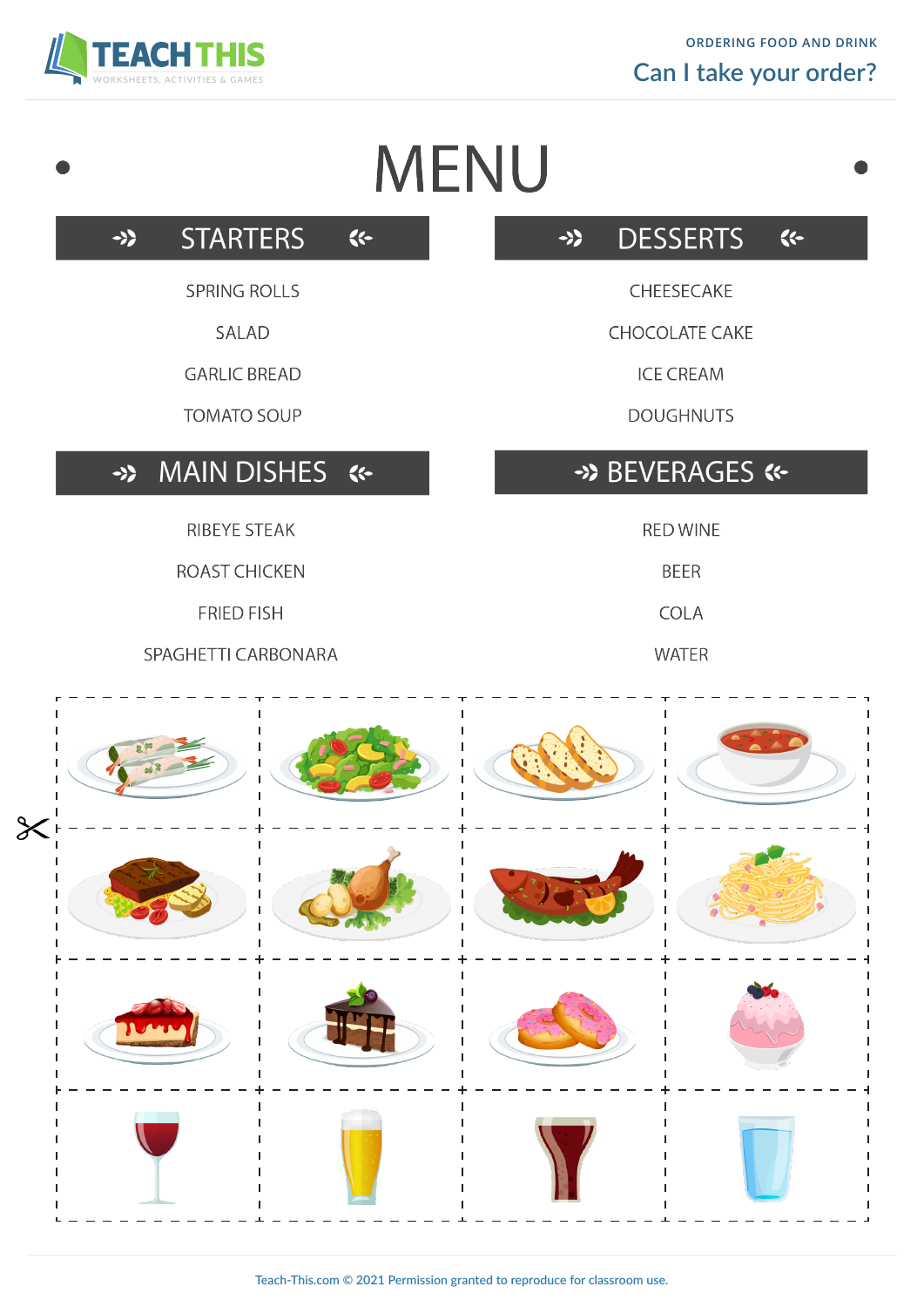# MENU

## STARTERS

SPRING ROLLS

SALAD

GARLIC BREAD

TOMATO SOUP

## DESSERTS

CHEESECAKE

CHOCOLATE CAKE

ICE CREAM

DOUGHNUTS

## MAIN DISHES

RIBEYE STEAK

ROAST CHICKEN

FRIED FISH

SPAGHETTI CARBONARA

## BEVERAGES

RED WINE

BEER

COLA

WATER